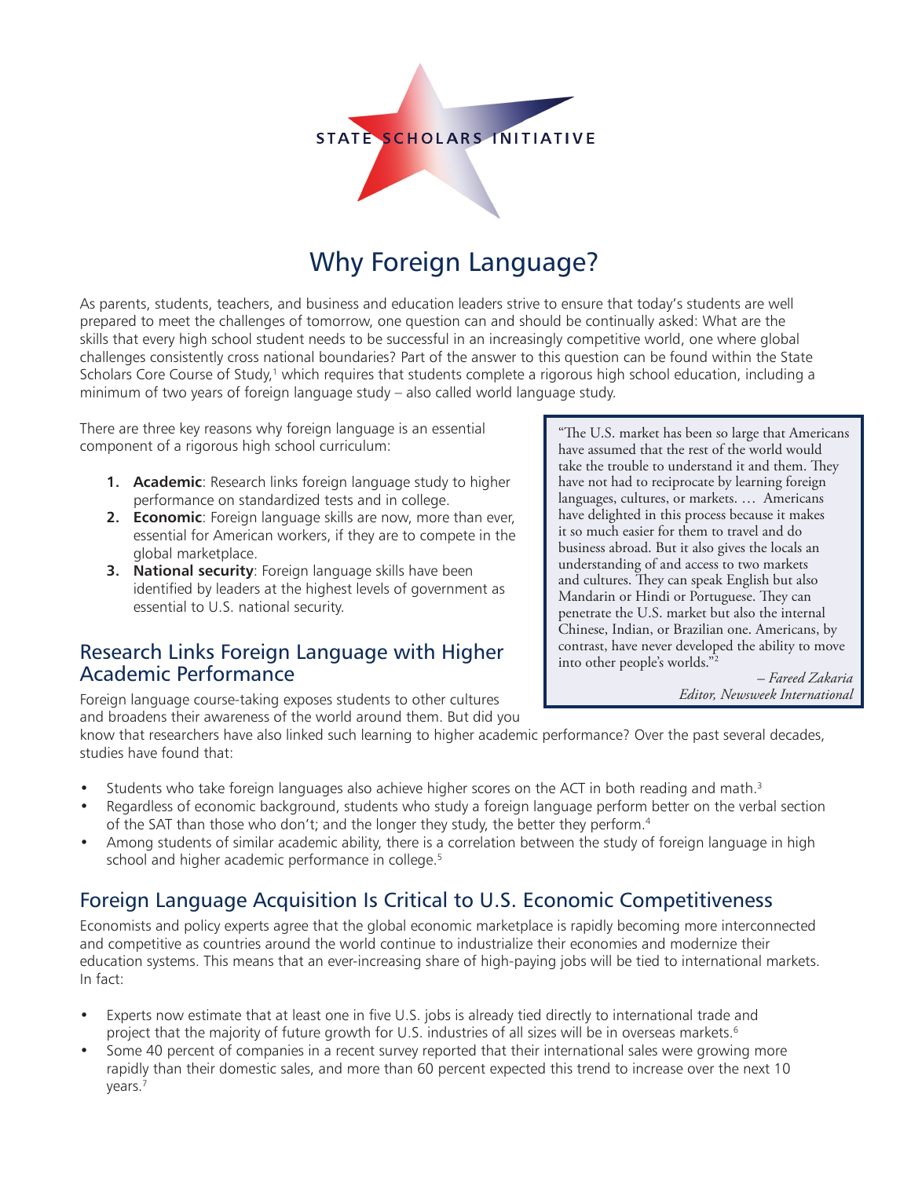STATE SCHOLARS INITIATIVE

# Why Foreign Language?

As parents, students, teachers, and business and education leaders strive to ensure that today's students are well prepared to meet the challenges of tomorrow, one question can and should be continually asked: What are the skills that every high school student needs to be successful in an increasingly competitive world, one where global challenges consistently cross national boundaries? Part of the answer to this question can be found within the State Scholars Core Course of Study,[1] which requires that students complete a rigorous high school education, including a minimum of two years of foreign language study – also called world language study.

There are three key reasons why foreign language is an essential component of a rigorous high school curriculum:

1. **Academic**: Research links foreign language study to higher performance on standardized tests and in college.
2. **Economic**: Foreign language skills are now, more than ever, essential for American workers, if they are to compete in the global marketplace.
3. **National security**: Foreign language skills have been identified by leaders at the highest levels of government as essential to U.S. national security.

> "The U.S. market has been so large that Americans have assumed that the rest of the world would take the trouble to understand it and them. They have not had to reciprocate by learning foreign languages, cultures, or markets. … Americans have delighted in this process because it makes it so much easier for them to travel and do business abroad. But it also gives the locals an understanding of and access to two markets and cultures. They can speak English but also Mandarin or Hindi or Portuguese. They can penetrate the U.S. market but also the internal Chinese, Indian, or Brazilian one. Americans, by contrast, have never developed the ability to move into other people's worlds."[2]
>
> *– Fareed Zakaria*
> *Editor, Newsweek International*

## Research Links Foreign Language with Higher Academic Performance

Foreign language course-taking exposes students to other cultures and broadens their awareness of the world around them. But did you know that researchers have also linked such learning to higher academic performance? Over the past several decades, studies have found that:

- Students who take foreign languages also achieve higher scores on the ACT in both reading and math.[3]
- Regardless of economic background, students who study a foreign language perform better on the verbal section of the SAT than those who don't; and the longer they study, the better they perform.[4]
- Among students of similar academic ability, there is a correlation between the study of foreign language in high school and higher academic performance in college.[5]

## Foreign Language Acquisition Is Critical to U.S. Economic Competitiveness

Economists and policy experts agree that the global economic marketplace is rapidly becoming more interconnected and competitive as countries around the world continue to industrialize their economies and modernize their education systems. This means that an ever-increasing share of high-paying jobs will be tied to international markets. In fact:

- Experts now estimate that at least one in five U.S. jobs is already tied directly to international trade and project that the majority of future growth for U.S. industries of all sizes will be in overseas markets.[6]
- Some 40 percent of companies in a recent survey reported that their international sales were growing more rapidly than their domestic sales, and more than 60 percent expected this trend to increase over the next 10 years.[7]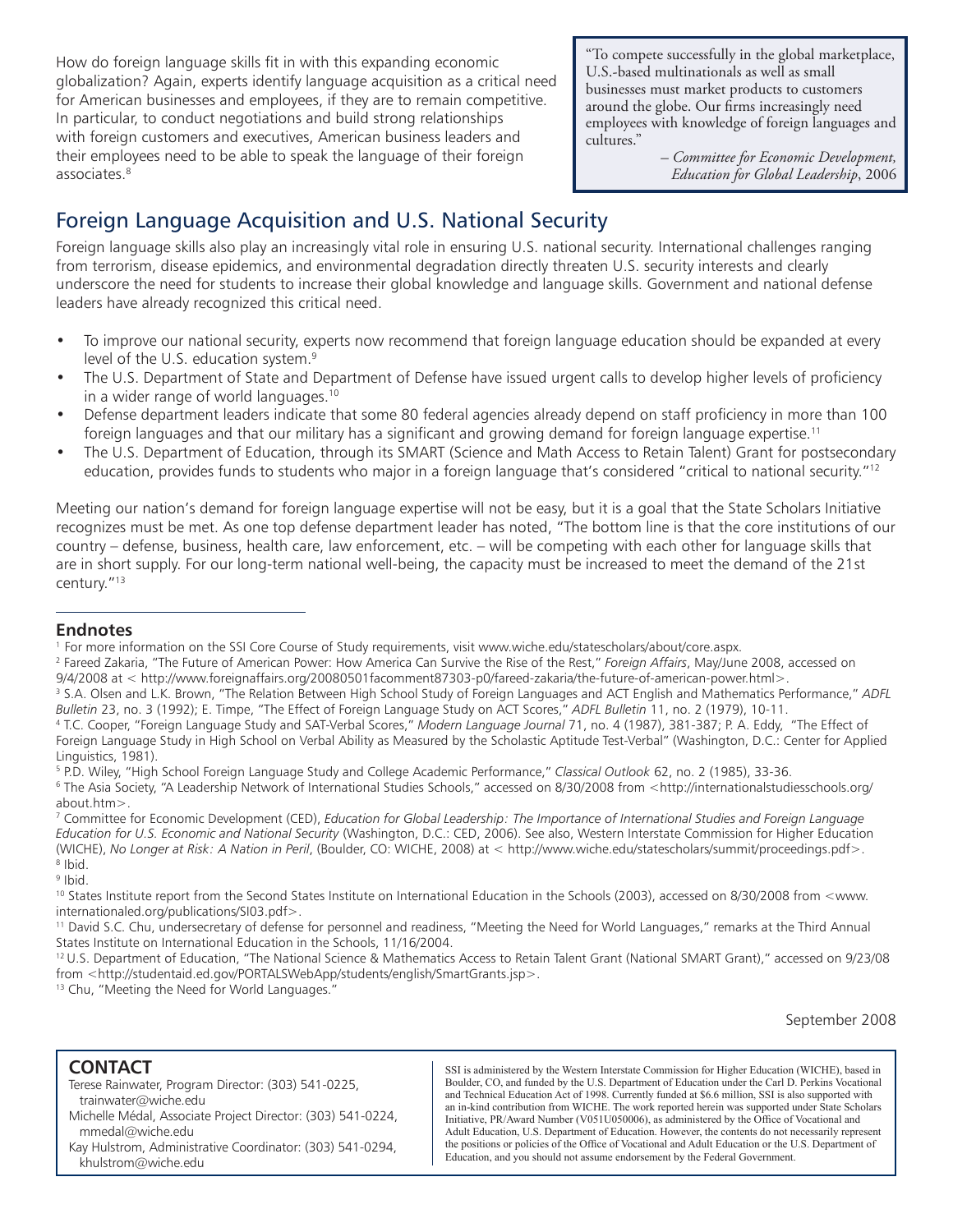How do foreign language skills fit in with this expanding economic globalization? Again, experts identify language acquisition as a critical need for American businesses and employees, if they are to remain competitive. In particular, to conduct negotiations and build strong relationships with foreign customers and executives, American business leaders and their employees need to be able to speak the language of their foreign associates.[8]

> "To compete successfully in the global marketplace, U.S.-based multinationals as well as small businesses must market products to customers around the globe. Our firms increasingly need employees with knowledge of foreign languages and cultures."
>
> – *Committee for Economic Development, Education for Global Leadership*, 2006

## Foreign Language Acquisition and U.S. National Security

Foreign language skills also play an increasingly vital role in ensuring U.S. national security. International challenges ranging from terrorism, disease epidemics, and environmental degradation directly threaten U.S. security interests and clearly underscore the need for students to increase their global knowledge and language skills. Government and national defense leaders have already recognized this critical need.

- To improve our national security, experts now recommend that foreign language education should be expanded at every level of the U.S. education system.[9]
- The U.S. Department of State and Department of Defense have issued urgent calls to develop higher levels of proficiency in a wider range of world languages.[10]
- Defense department leaders indicate that some 80 federal agencies already depend on staff proficiency in more than 100 foreign languages and that our military has a significant and growing demand for foreign language expertise.[11]
- The U.S. Department of Education, through its SMART (Science and Math Access to Retain Talent) Grant for postsecondary education, provides funds to students who major in a foreign language that's considered "critical to national security."[12]

Meeting our nation's demand for foreign language expertise will not be easy, but it is a goal that the State Scholars Initiative recognizes must be met. As one top defense department leader has noted, "The bottom line is that the core institutions of our country – defense, business, health care, law enforcement, etc. – will be competing with each other for language skills that are in short supply. For our long-term national well-being, the capacity must be increased to meet the demand of the 21st century."[13]

### Endnotes

[1] For more information on the SSI Core Course of Study requirements, visit www.wiche.edu/statescholars/about/core.aspx.

[2] Fareed Zakaria, "The Future of American Power: How America Can Survive the Rise of the Rest," *Foreign Affairs*, May/June 2008, accessed on 9/4/2008 at < http://www.foreignaffairs.org/20080501facomment87303-p0/fareed-zakaria/the-future-of-american-power.html>.

[3] S.A. Olsen and L.K. Brown, "The Relation Between High School Study of Foreign Languages and ACT English and Mathematics Performance," *ADFL Bulletin* 23, no. 3 (1992); E. Timpe, "The Effect of Foreign Language Study on ACT Scores," *ADFL Bulletin* 11, no. 2 (1979), 10-11.

[4] T.C. Cooper, "Foreign Language Study and SAT-Verbal Scores," *Modern Language Journal* 71, no. 4 (1987), 381-387; P. A. Eddy, "The Effect of Foreign Language Study in High School on Verbal Ability as Measured by the Scholastic Aptitude Test-Verbal" (Washington, D.C.: Center for Applied Linguistics, 1981).

[5] P.D. Wiley, "High School Foreign Language Study and College Academic Performance," *Classical Outlook* 62, no. 2 (1985), 33-36.

[6] The Asia Society, "A Leadership Network of International Studies Schools," accessed on 8/30/2008 from <http://internationalstudiesschools.org/about.htm>.

[7] Committee for Economic Development (CED), *Education for Global Leadership: The Importance of International Studies and Foreign Language Education for U.S. Economic and National Security* (Washington, D.C.: CED, 2006). See also, Western Interstate Commission for Higher Education (WICHE), *No Longer at Risk: A Nation in Peril*, (Boulder, CO: WICHE, 2008) at < http://www.wiche.edu/statescholars/summit/proceedings.pdf>.

[8] Ibid.

[9] Ibid.

[10] States Institute report from the Second States Institute on International Education in the Schools (2003), accessed on 8/30/2008 from <www.internationaled.org/publications/SI03.pdf>.

[11] David S.C. Chu, undersecretary of defense for personnel and readiness, "Meeting the Need for World Languages," remarks at the Third Annual States Institute on International Education in the Schools, 11/16/2004.

[12] U.S. Department of Education, "The National Science & Mathematics Access to Retain Talent Grant (National SMART Grant)," accessed on 9/23/08 from <http://studentaid.ed.gov/PORTALSWebApp/students/english/SmartGrants.jsp>.

[13] Chu, "Meeting the Need for World Languages."

September 2008

### CONTACT

Terese Rainwater, Program Director: (303) 541-0225, trainwater@wiche.edu

Michelle Médal, Associate Project Director: (303) 541-0224, mmedal@wiche.edu

Kay Hulstrom, Administrative Coordinator: (303) 541-0294, khulstrom@wiche.edu

SSI is administered by the Western Interstate Commission for Higher Education (WICHE), based in Boulder, CO, and funded by the U.S. Department of Education under the Carl D. Perkins Vocational and Technical Education Act of 1998. Currently funded at $6.6 million, SSI is also supported with an in-kind contribution from WICHE. The work reported herein was supported under State Scholars Initiative, PR/Award Number (V051U050006), as administered by the Office of Vocational and Adult Education, U.S. Department of Education. However, the contents do not necessarily represent the positions or policies of the Office of Vocational and Adult Education or the U.S. Department of Education, and you should not assume endorsement by the Federal Government.